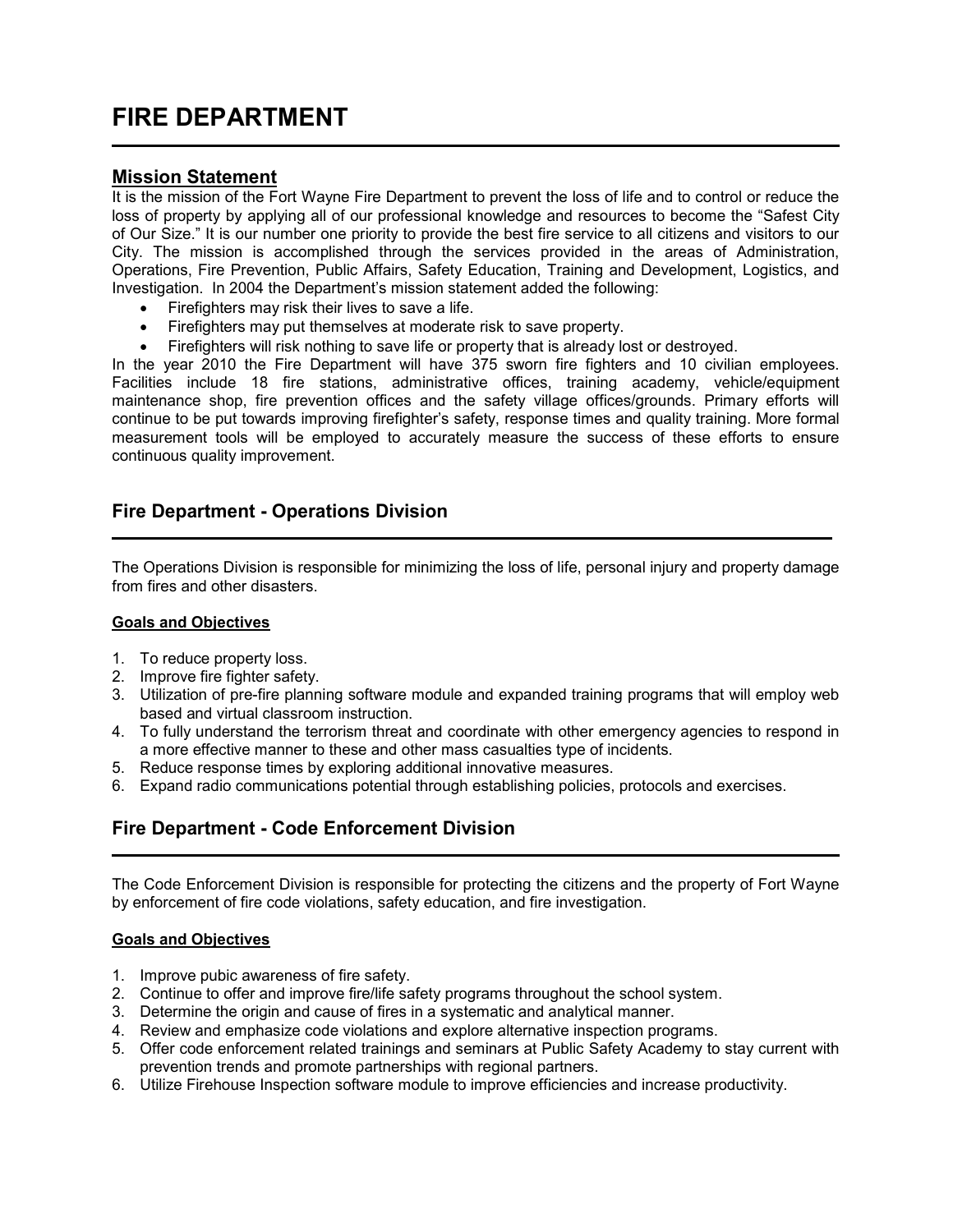# FIRE DEPARTMENT

## Mission Statement

It is the mission of the Fort Wayne Fire Department to prevent the loss of life and to control or reduce the loss of property by applying all of our professional knowledge and resources to become the "Safest City of Our Size." It is our number one priority to provide the best fire service to all citizens and visitors to our City. The mission is accomplished through the services provided in the areas of Administration, Operations, Fire Prevention, Public Affairs, Safety Education, Training and Development, Logistics, and Investigation. In 2004 the Department's mission statement added the following:

- Firefighters may risk their lives to save a life.
- Firefighters may put themselves at moderate risk to save property.
- Firefighters will risk nothing to save life or property that is already lost or destroyed.

In the year 2010 the Fire Department will have 375 sworn fire fighters and 10 civilian employees. Facilities include 18 fire stations, administrative offices, training academy, vehicle/equipment maintenance shop, fire prevention offices and the safety village offices/grounds. Primary efforts will continue to be put towards improving firefighter's safety, response times and quality training. More formal measurement tools will be employed to accurately measure the success of these efforts to ensure continuous quality improvement.

## Fire Department - Operations Division

The Operations Division is responsible for minimizing the loss of life, personal injury and property damage from fires and other disasters.

**Goals and Objectives**

1. To reduce property loss.
2. Improve fire fighter safety.
3. Utilization of pre-fire planning software module and expanded training programs that will employ web based and virtual classroom instruction.
4. To fully understand the terrorism threat and coordinate with other emergency agencies to respond in a more effective manner to these and other mass casualties type of incidents.
5. Reduce response times by exploring additional innovative measures.
6. Expand radio communications potential through establishing policies, protocols and exercises.

## Fire Department - Code Enforcement Division

The Code Enforcement Division is responsible for protecting the citizens and the property of Fort Wayne by enforcement of fire code violations, safety education, and fire investigation.

**Goals and Objectives**

1. Improve pubic awareness of fire safety.
2. Continue to offer and improve fire/life safety programs throughout the school system.
3. Determine the origin and cause of fires in a systematic and analytical manner.
4. Review and emphasize code violations and explore alternative inspection programs.
5. Offer code enforcement related trainings and seminars at Public Safety Academy to stay current with prevention trends and promote partnerships with regional partners.
6. Utilize Firehouse Inspection software module to improve efficiencies and increase productivity.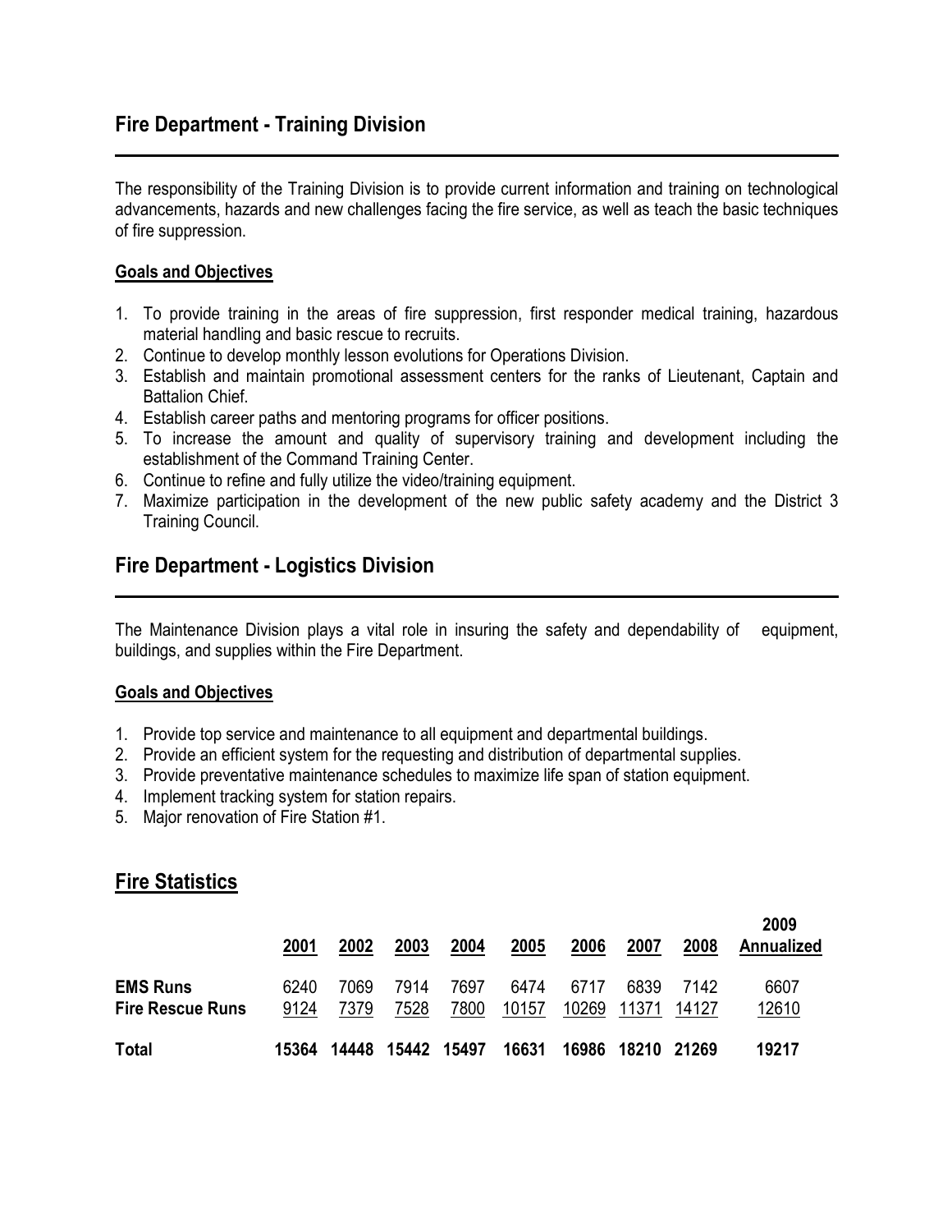## Fire Department - Training Division

The responsibility of the Training Division is to provide current information and training on technological advancements, hazards and new challenges facing the fire service, as well as teach the basic techniques of fire suppression.

**Goals and Objectives**

1. To provide training in the areas of fire suppression, first responder medical training, hazardous material handling and basic rescue to recruits.
2. Continue to develop monthly lesson evolutions for Operations Division.
3. Establish and maintain promotional assessment centers for the ranks of Lieutenant, Captain and Battalion Chief.
4. Establish career paths and mentoring programs for officer positions.
5. To increase the amount and quality of supervisory training and development including the establishment of the Command Training Center.
6. Continue to refine and fully utilize the video/training equipment.
7. Maximize participation in the development of the new public safety academy and the District 3 Training Council.

## Fire Department - Logistics Division

The Maintenance Division plays a vital role in insuring the safety and dependability of equipment, buildings, and supplies within the Fire Department.

**Goals and Objectives**

1. Provide top service and maintenance to all equipment and departmental buildings.
2. Provide an efficient system for the requesting and distribution of departmental supplies.
3. Provide preventative maintenance schedules to maximize life span of station equipment.
4. Implement tracking system for station repairs.
5. Major renovation of Fire Station #1.

## Fire Statistics

| | 2001 | 2002 | 2003 | 2004 | 2005 | 2006 | 2007 | 2008 | 2009 Annualized |
|---|---|---|---|---|---|---|---|---|---|
| **EMS Runs** | 6240 | 7069 | 7914 | 7697 | 6474 | 6717 | 6839 | 7142 | 6607 |
| **Fire Rescue Runs** | 9124 | 7379 | 7528 | 7800 | 10157 | 10269 | 11371 | 14127 | 12610 |
| **Total** | 15364 | 14448 | 15442 | 15497 | 16631 | 16986 | 18210 | 21269 | 19217 |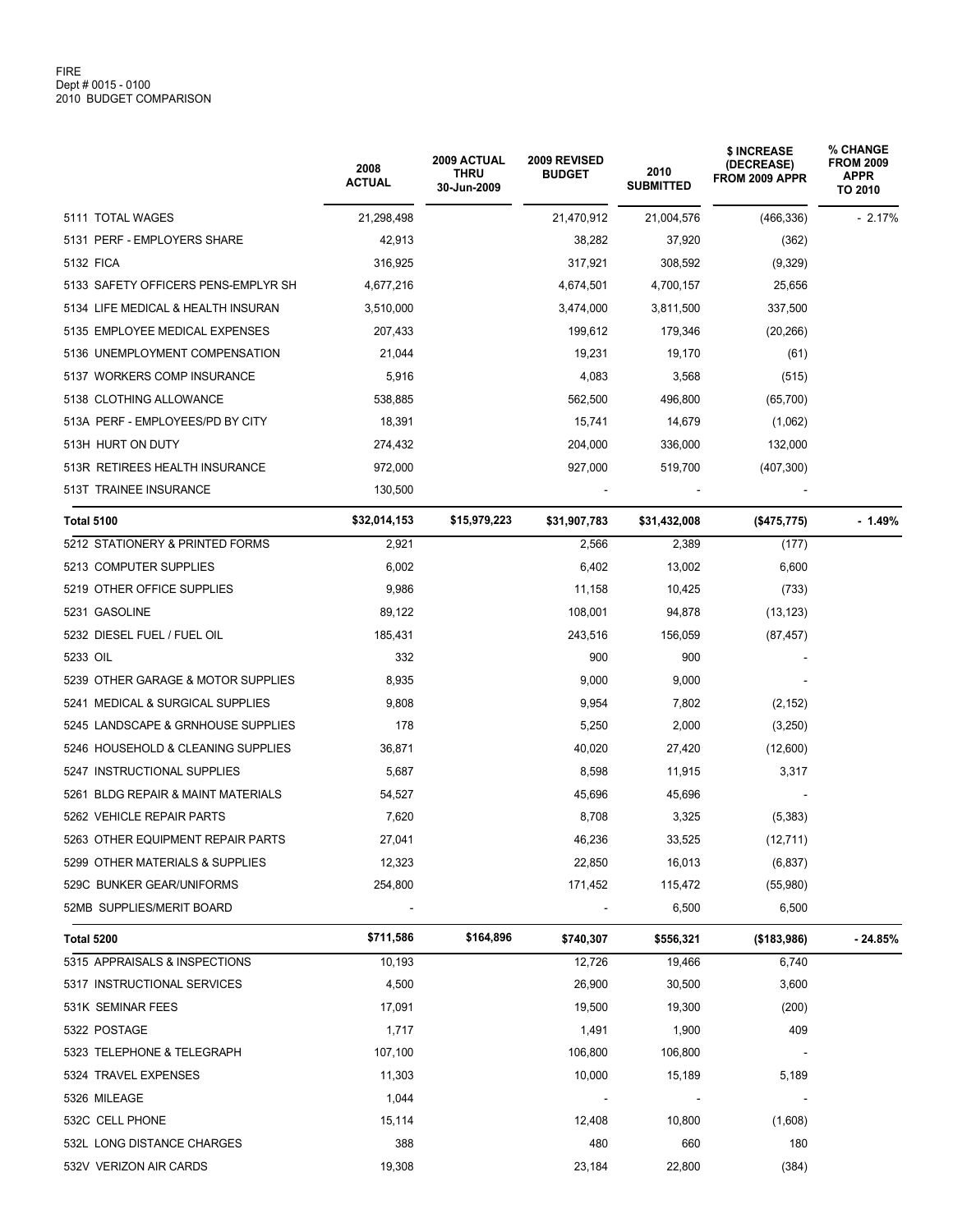FIRE
Dept # 0015 - 0100
2010 BUDGET COMPARISON

| | 2008 ACTUAL | 2009 ACTUAL THRU 30-Jun-2009 | 2009 REVISED BUDGET | 2010 SUBMITTED | $ INCREASE (DECREASE) FROM 2009 APPR | % CHANGE FROM 2009 APPR TO 2010 |
|---|---|---|---|---|---|---|
| 5111 TOTAL WAGES | 21,298,498 | | 21,470,912 | 21,004,576 | (466,336) | - 2.17% |
| 5131 PERF - EMPLOYERS SHARE | 42,913 | | 38,282 | 37,920 | (362) | |
| 5132 FICA | 316,925 | | 317,921 | 308,592 | (9,329) | |
| 5133 SAFETY OFFICERS PENS-EMPLYR SH | 4,677,216 | | 4,674,501 | 4,700,157 | 25,656 | |
| 5134 LIFE MEDICAL & HEALTH INSURAN | 3,510,000 | | 3,474,000 | 3,811,500 | 337,500 | |
| 5135 EMPLOYEE MEDICAL EXPENSES | 207,433 | | 199,612 | 179,346 | (20,266) | |
| 5136 UNEMPLOYMENT COMPENSATION | 21,044 | | 19,231 | 19,170 | (61) | |
| 5137 WORKERS COMP INSURANCE | 5,916 | | 4,083 | 3,568 | (515) | |
| 5138 CLOTHING ALLOWANCE | 538,885 | | 562,500 | 496,800 | (65,700) | |
| 513A PERF - EMPLOYEES/PD BY CITY | 18,391 | | 15,741 | 14,679 | (1,062) | |
| 513H HURT ON DUTY | 274,432 | | 204,000 | 336,000 | 132,000 | |
| 513R RETIREES HEALTH INSURANCE | 972,000 | | 927,000 | 519,700 | (407,300) | |
| 513T TRAINEE INSURANCE | 130,500 | | - | - | - | |
| **Total 5100** | **$32,014,153** | **$15,979,223** | **$31,907,783** | **$31,432,008** | **($475,775)** | **- 1.49%** |
| 5212 STATIONERY & PRINTED FORMS | 2,921 | | 2,566 | 2,389 | (177) | |
| 5213 COMPUTER SUPPLIES | 6,002 | | 6,402 | 13,002 | 6,600 | |
| 5219 OTHER OFFICE SUPPLIES | 9,986 | | 11,158 | 10,425 | (733) | |
| 5231 GASOLINE | 89,122 | | 108,001 | 94,878 | (13,123) | |
| 5232 DIESEL FUEL / FUEL OIL | 185,431 | | 243,516 | 156,059 | (87,457) | |
| 5233 OIL | 332 | | 900 | 900 | - | |
| 5239 OTHER GARAGE & MOTOR SUPPLIES | 8,935 | | 9,000 | 9,000 | - | |
| 5241 MEDICAL & SURGICAL SUPPLIES | 9,808 | | 9,954 | 7,802 | (2,152) | |
| 5245 LANDSCAPE & GRNHOUSE SUPPLIES | 178 | | 5,250 | 2,000 | (3,250) | |
| 5246 HOUSEHOLD & CLEANING SUPPLIES | 36,871 | | 40,020 | 27,420 | (12,600) | |
| 5247 INSTRUCTIONAL SUPPLIES | 5,687 | | 8,598 | 11,915 | 3,317 | |
| 5261 BLDG REPAIR & MAINT MATERIALS | 54,527 | | 45,696 | 45,696 | - | |
| 5262 VEHICLE REPAIR PARTS | 7,620 | | 8,708 | 3,325 | (5,383) | |
| 5263 OTHER EQUIPMENT REPAIR PARTS | 27,041 | | 46,236 | 33,525 | (12,711) | |
| 5299 OTHER MATERIALS & SUPPLIES | 12,323 | | 22,850 | 16,013 | (6,837) | |
| 529C BUNKER GEAR/UNIFORMS | 254,800 | | 171,452 | 115,472 | (55,980) | |
| 52MB SUPPLIES/MERIT BOARD | - | | - | 6,500 | 6,500 | |
| **Total 5200** | **$711,586** | **$164,896** | **$740,307** | **$556,321** | **($183,986)** | **- 24.85%** |
| 5315 APPRAISALS & INSPECTIONS | 10,193 | | 12,726 | 19,466 | 6,740 | |
| 5317 INSTRUCTIONAL SERVICES | 4,500 | | 26,900 | 30,500 | 3,600 | |
| 531K SEMINAR FEES | 17,091 | | 19,500 | 19,300 | (200) | |
| 5322 POSTAGE | 1,717 | | 1,491 | 1,900 | 409 | |
| 5323 TELEPHONE & TELEGRAPH | 107,100 | | 106,800 | 106,800 | - | |
| 5324 TRAVEL EXPENSES | 11,303 | | 10,000 | 15,189 | 5,189 | |
| 5326 MILEAGE | 1,044 | | - | - | - | |
| 532C CELL PHONE | 15,114 | | 12,408 | 10,800 | (1,608) | |
| 532L LONG DISTANCE CHARGES | 388 | | 480 | 660 | 180 | |
| 532V VERIZON AIR CARDS | 19,308 | | 23,184 | 22,800 | (384) | |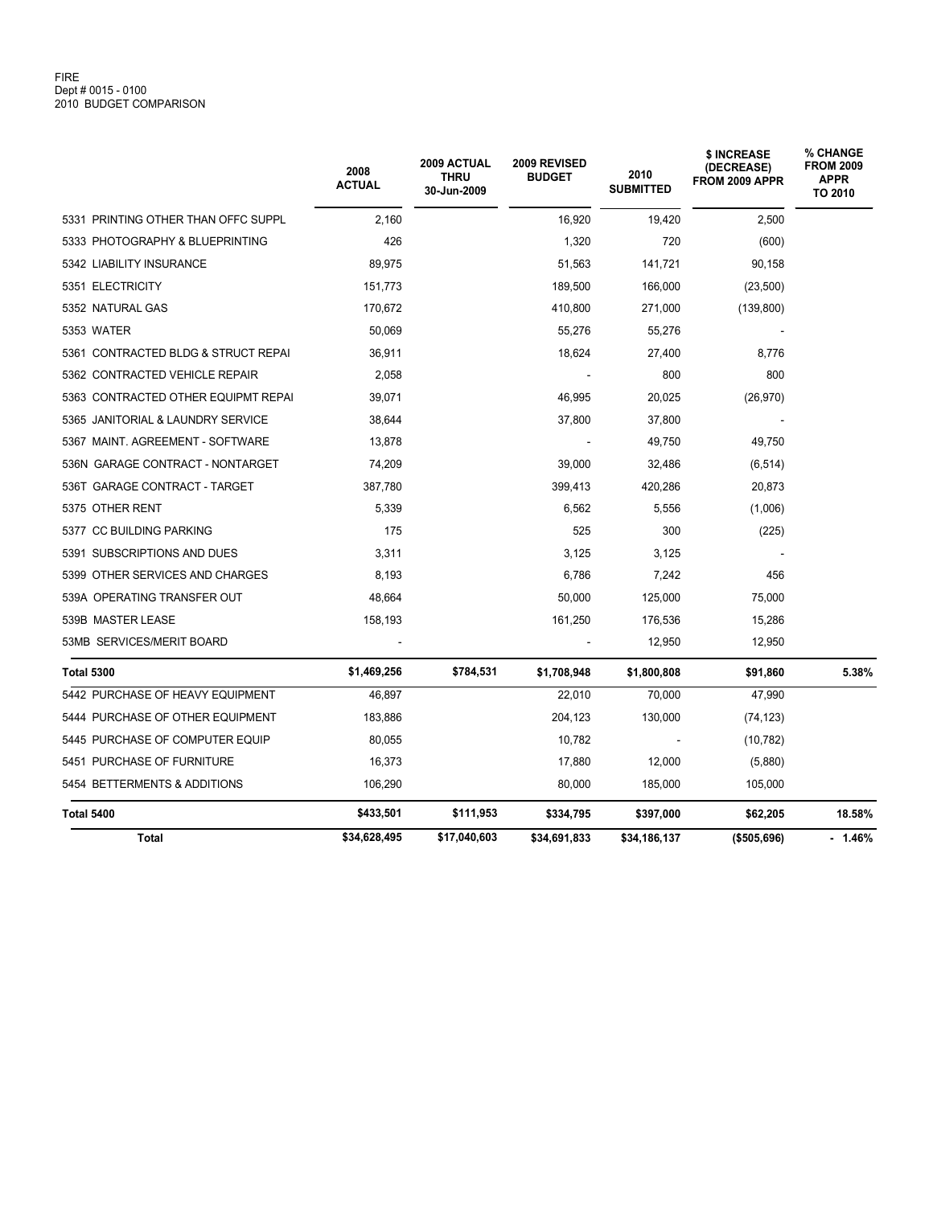FIRE
Dept # 0015 - 0100
2010 BUDGET COMPARISON

| | 2008 ACTUAL | 2009 ACTUAL THRU 30-Jun-2009 | 2009 REVISED BUDGET | 2010 SUBMITTED | $ INCREASE (DECREASE) FROM 2009 APPR | % CHANGE FROM 2009 APPR TO 2010 |
|---|---|---|---|---|---|---|
| 5331 PRINTING OTHER THAN OFFC SUPPL | 2,160 | | 16,920 | 19,420 | 2,500 | |
| 5333 PHOTOGRAPHY & BLUEPRINTING | 426 | | 1,320 | 720 | (600) | |
| 5342 LIABILITY INSURANCE | 89,975 | | 51,563 | 141,721 | 90,158 | |
| 5351 ELECTRICITY | 151,773 | | 189,500 | 166,000 | (23,500) | |
| 5352 NATURAL GAS | 170,672 | | 410,800 | 271,000 | (139,800) | |
| 5353 WATER | 50,069 | | 55,276 | 55,276 | - | |
| 5361 CONTRACTED BLDG & STRUCT REPAI | 36,911 | | 18,624 | 27,400 | 8,776 | |
| 5362 CONTRACTED VEHICLE REPAIR | 2,058 | | - | 800 | 800 | |
| 5363 CONTRACTED OTHER EQUIPMT REPAI | 39,071 | | 46,995 | 20,025 | (26,970) | |
| 5365 JANITORIAL & LAUNDRY SERVICE | 38,644 | | 37,800 | 37,800 | - | |
| 5367 MAINT. AGREEMENT - SOFTWARE | 13,878 | | - | 49,750 | 49,750 | |
| 536N GARAGE CONTRACT - NONTARGET | 74,209 | | 39,000 | 32,486 | (6,514) | |
| 536T GARAGE CONTRACT - TARGET | 387,780 | | 399,413 | 420,286 | 20,873 | |
| 5375 OTHER RENT | 5,339 | | 6,562 | 5,556 | (1,006) | |
| 5377 CC BUILDING PARKING | 175 | | 525 | 300 | (225) | |
| 5391 SUBSCRIPTIONS AND DUES | 3,311 | | 3,125 | 3,125 | - | |
| 5399 OTHER SERVICES AND CHARGES | 8,193 | | 6,786 | 7,242 | 456 | |
| 539A OPERATING TRANSFER OUT | 48,664 | | 50,000 | 125,000 | 75,000 | |
| 539B MASTER LEASE | 158,193 | | 161,250 | 176,536 | 15,286 | |
| 53MB SERVICES/MERIT BOARD | - | | - | 12,950 | 12,950 | |
| **Total 5300** | **$1,469,256** | **$784,531** | **$1,708,948** | **$1,800,808** | **$91,860** | **5.38%** |
| 5442 PURCHASE OF HEAVY EQUIPMENT | 46,897 | | 22,010 | 70,000 | 47,990 | |
| 5444 PURCHASE OF OTHER EQUIPMENT | 183,886 | | 204,123 | 130,000 | (74,123) | |
| 5445 PURCHASE OF COMPUTER EQUIP | 80,055 | | 10,782 | - | (10,782) | |
| 5451 PURCHASE OF FURNITURE | 16,373 | | 17,880 | 12,000 | (5,880) | |
| 5454 BETTERMENTS & ADDITIONS | 106,290 | | 80,000 | 185,000 | 105,000 | |
| **Total 5400** | **$433,501** | **$111,953** | **$334,795** | **$397,000** | **$62,205** | **18.58%** |
| **Total** | **$34,628,495** | **$17,040,603** | **$34,691,833** | **$34,186,137** | **($505,696)** | **- 1.46%** |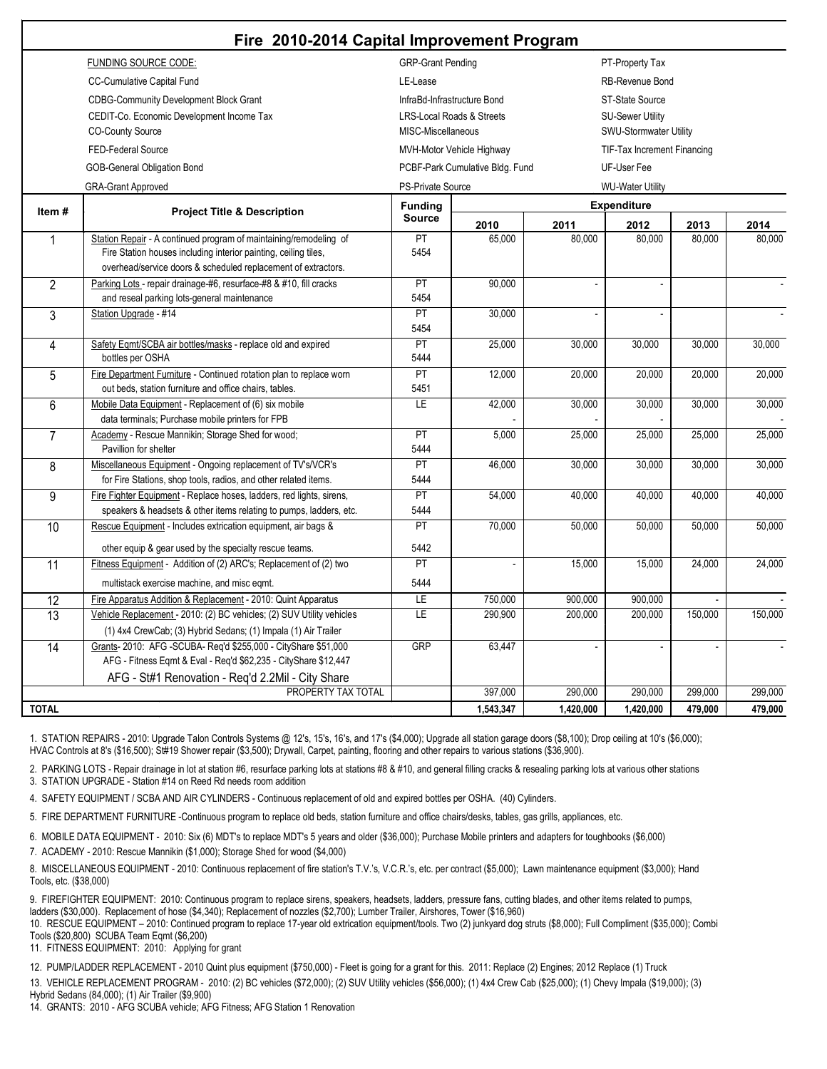# Fire 2010-2014 Capital Improvement Program

| | | |
|---|---|---|
| FUNDING SOURCE CODE: | GRP-Grant Pending | PT-Property Tax |
| CC-Cumulative Capital Fund | LE-Lease | RB-Revenue Bond |
| CDBG-Community Development Block Grant | InfraBd-Infrastructure Bond | ST-State Source |
| CEDIT-Co. Economic Development Income Tax | LRS-Local Roads & Streets | SU-Sewer Utility |
| CO-County Source | MISC-Miscellaneous | SWU-Stormwater Utility |
| FED-Federal Source | MVH-Motor Vehicle Highway | TIF-Tax Increment Financing |
| GOB-General Obligation Bond | PCBF-Park Cumulative Bldg. Fund | UF-User Fee |
| GRA-Grant Approved | PS-Private Source | WU-Water Utility |

| Item # | Project Title & Description | Funding Source | Expenditure 2010 | 2011 | 2012 | 2013 | 2014 |
|---|---|---|---|---|---|---|---|
| 1 | Station Repair - A continued program of maintaining/remodeling of Fire Station houses including interior painting, ceiling tiles, overhead/service doors & scheduled replacement of extractors. | PT 5454 | 65,000 | 80,000 | 80,000 | 80,000 | 80,000 |
| 2 | Parking Lots - repair drainage-#6, resurface-#8 & #10, fill cracks and reseal parking lots-general maintenance | PT 5454 | 90,000 | - | - | | - |
| 3 | Station Upgrade - #14 | PT 5454 | 30,000 | - | - | | - |
| 4 | Safety Eqmt/SCBA air bottles/masks - replace old and expired bottles per OSHA | PT 5444 | 25,000 | 30,000 | 30,000 | 30,000 | 30,000 |
| 5 | Fire Department Furniture - Continued rotation plan to replace worn out beds, station furniture and office chairs, tables. | PT 5451 | 12,000 | 20,000 | 20,000 | 20,000 | 20,000 |
| 6 | Mobile Data Equipment - Replacement of (6) six mobile data terminals; Purchase mobile printers for FPB | LE | 42,000 - | 30,000 - | 30,000 - | 30,000 | 30,000 - |
| 7 | Academy - Rescue Mannikin; Storage Shed for wood; Pavillion for shelter | PT 5444 | 5,000 | 25,000 | 25,000 | 25,000 | 25,000 |
| 8 | Miscellaneous Equipment - Ongoing replacement of TV's/VCR's for Fire Stations, shop tools, radios, and other related items. | PT 5444 | 46,000 | 30,000 | 30,000 | 30,000 | 30,000 |
| 9 | Fire Fighter Equipment - Replace hoses, ladders, red lights, sirens, speakers & headsets & other items relating to pumps, ladders, etc. | PT 5444 | 54,000 | 40,000 | 40,000 | 40,000 | 40,000 |
| 10 | Rescue Equipment - Includes extrication equipment, air bags & other equip & gear used by the specialty rescue teams. | PT 5442 | 70,000 | 50,000 | 50,000 | 50,000 | 50,000 |
| 11 | Fitness Equipment - Addition of (2) ARC's; Replacement of (2) two multistack exercise machine, and misc eqmt. | PT 5444 | - | 15,000 | 15,000 | 24,000 | 24,000 |
| 12 | Fire Apparatus Addition & Replacement - 2010: Quint Apparatus | LE | 750,000 | 900,000 | 900,000 | - | - |
| 13 | Vehicle Replacement - 2010: (2) BC vehicles; (2) SUV Utility vehicles (1) 4x4 CrewCab; (3) Hybrid Sedans; (1) Impala (1) Air Trailer | LE | 290,900 | 200,000 | 200,000 | 150,000 | 150,000 |
| 14 | Grants- 2010: AFG -SCUBA- Req'd $255,000 - CityShare $51,000 AFG - Fitness Eqmt & Eval - Req'd $62,235 - CityShare $12,447 AFG - St#1 Renovation - Req'd 2.2Mil - City Share | GRP | 63,447 | - | - | - | - |
| | PROPERTY TAX TOTAL | | 397,000 | 290,000 | 290,000 | 299,000 | 299,000 |
| **TOTAL** | | | **1,543,347** | **1,420,000** | **1,420,000** | **479,000** | **479,000** |

1. STATION REPAIRS - 2010: Upgrade Talon Controls Systems @ 12's, 15's, 16's, and 17's ($4,000); Upgrade all station garage doors ($8,100); Drop ceiling at 10's ($6,000); HVAC Controls at 8's ($16,500); St#19 Shower repair ($3,500); Drywall, Carpet, painting, flooring and other repairs to various stations ($36,900).

2. PARKING LOTS - Repair drainage in lot at station #6, resurface parking lots at stations #8 & #10, and general filling cracks & resealing parking lots at various other stations

3. STATION UPGRADE - Station #14 on Reed Rd needs room addition

4. SAFETY EQUIPMENT / SCBA AND AIR CYLINDERS - Continuous replacement of old and expired bottles per OSHA. (40) Cylinders.

5. FIRE DEPARTMENT FURNITURE -Continuous program to replace old beds, station furniture and office chairs/desks, tables, gas grills, appliances, etc.

6. MOBILE DATA EQUIPMENT - 2010: Six (6) MDT's to replace MDT's 5 years and older ($36,000); Purchase Mobile printers and adapters for toughbooks ($6,000)

7. ACADEMY - 2010: Rescue Mannikin ($1,000); Storage Shed for wood ($4,000)

8. MISCELLANEOUS EQUIPMENT - 2010: Continuous replacement of fire station's T.V.'s, V.C.R.'s, etc. per contract ($5,000); Lawn maintenance equipment ($3,000); Hand Tools, etc. ($38,000)

9. FIREFIGHTER EQUIPMENT: 2010: Continuous program to replace sirens, speakers, headsets, ladders, pressure fans, cutting blades, and other items related to pumps, ladders ($30,000). Replacement of hose ($4,340); Replacement of nozzles ($2,700); Lumber Trailer, Airshores, Tower ($16,960)

10. RESCUE EQUIPMENT – 2010: Continued program to replace 17-year old extrication equipment/tools. Two (2) junkyard dog struts ($8,000); Full Compliment ($35,000); Combi Tools ($20,800) SCUBA Team Eqmt ($6,200)

11. FITNESS EQUIPMENT: 2010: Applying for grant

12. PUMP/LADDER REPLACEMENT - 2010 Quint plus equipment ($750,000) - Fleet is going for a grant for this. 2011: Replace (2) Engines; 2012 Replace (1) Truck

13. VEHICLE REPLACEMENT PROGRAM - 2010: (2) BC vehicles ($72,000); (2) SUV Utility vehicles ($56,000); (1) 4x4 Crew Cab ($25,000); (1) Chevy Impala ($19,000); (3) Hybrid Sedans (84,000); (1) Air Trailer ($9,900)

14. GRANTS: 2010 - AFG SCUBA vehicle; AFG Fitness; AFG Station 1 Renovation